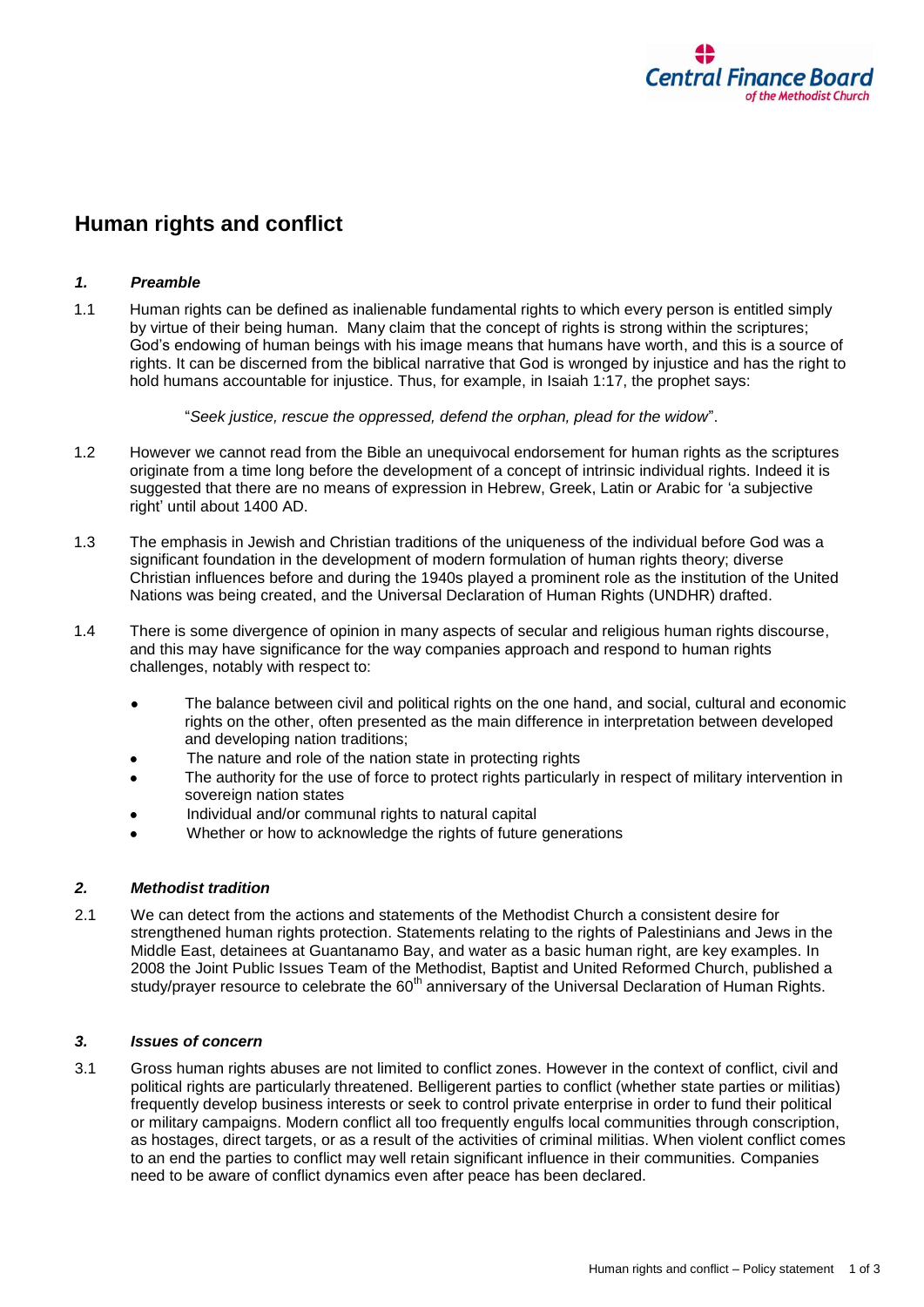Central Finance Board of the Methodist Church

# Human rights and conflict

## *1. Preamble*

1.1 Human rights can be defined as inalienable fundamental rights to which every person is entitled simply by virtue of their being human. Many claim that the concept of rights is strong within the scriptures; God's endowing of human beings with his image means that humans have worth, and this is a source of rights. It can be discerned from the biblical narrative that God is wronged by injustice and has the right to hold humans accountable for injustice. Thus, for example, in Isaiah 1:17, the prophet says:

> "*Seek justice, rescue the oppressed, defend the orphan, plead for the widow*".

1.2 However we cannot read from the Bible an unequivocal endorsement for human rights as the scriptures originate from a time long before the development of a concept of intrinsic individual rights. Indeed it is suggested that there are no means of expression in Hebrew, Greek, Latin or Arabic for 'a subjective right' until about 1400 AD.

1.3 The emphasis in Jewish and Christian traditions of the uniqueness of the individual before God was a significant foundation in the development of modern formulation of human rights theory; diverse Christian influences before and during the 1940s played a prominent role as the institution of the United Nations was being created, and the Universal Declaration of Human Rights (UNDHR) drafted.

1.4 There is some divergence of opinion in many aspects of secular and religious human rights discourse, and this may have significance for the way companies approach and respond to human rights challenges, notably with respect to:

- The balance between civil and political rights on the one hand, and social, cultural and economic rights on the other, often presented as the main difference in interpretation between developed and developing nation traditions;
- The nature and role of the nation state in protecting rights
- The authority for the use of force to protect rights particularly in respect of military intervention in sovereign nation states
- Individual and/or communal rights to natural capital
- Whether or how to acknowledge the rights of future generations

## *2. Methodist tradition*

2.1 We can detect from the actions and statements of the Methodist Church a consistent desire for strengthened human rights protection. Statements relating to the rights of Palestinians and Jews in the Middle East, detainees at Guantanamo Bay, and water as a basic human right, are key examples. In 2008 the Joint Public Issues Team of the Methodist, Baptist and United Reformed Church, published a study/prayer resource to celebrate the 60th anniversary of the Universal Declaration of Human Rights.

## *3. Issues of concern*

3.1 Gross human rights abuses are not limited to conflict zones. However in the context of conflict, civil and political rights are particularly threatened. Belligerent parties to conflict (whether state parties or militias) frequently develop business interests or seek to control private enterprise in order to fund their political or military campaigns. Modern conflict all too frequently engulfs local communities through conscription, as hostages, direct targets, or as a result of the activities of criminal militias. When violent conflict comes to an end the parties to conflict may well retain significant influence in their communities. Companies need to be aware of conflict dynamics even after peace has been declared.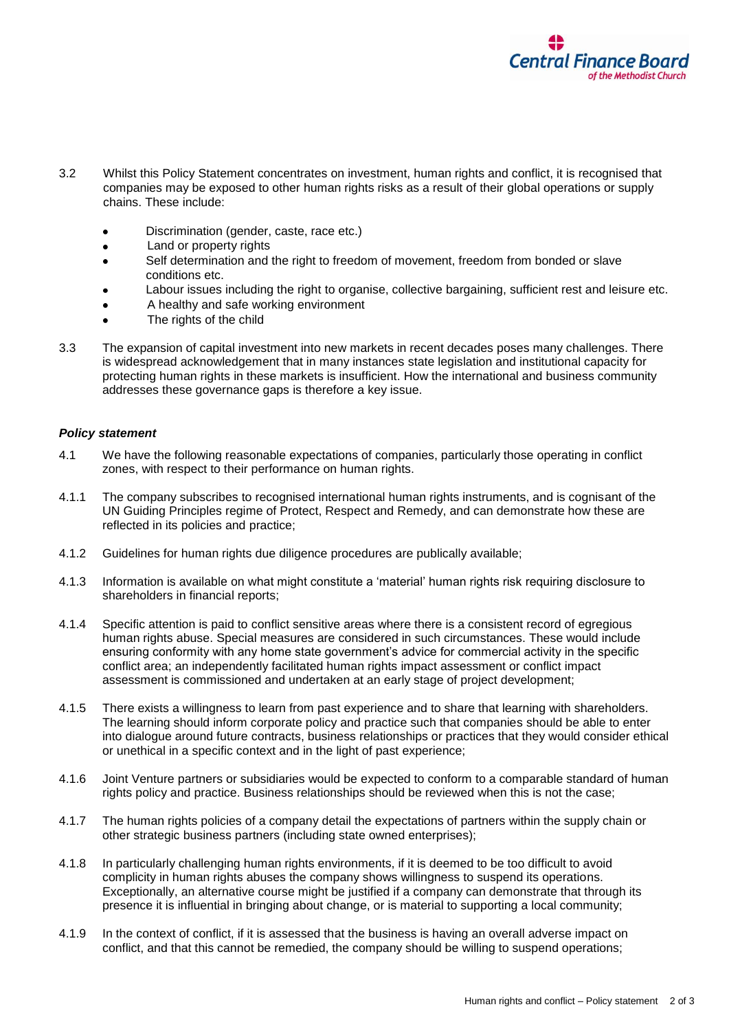3.2 Whilst this Policy Statement concentrates on investment, human rights and conflict, it is recognised that companies may be exposed to other human rights risks as a result of their global operations or supply chains. These include:

- Discrimination (gender, caste, race etc.)
- Land or property rights
- Self determination and the right to freedom of movement, freedom from bonded or slave conditions etc.
- Labour issues including the right to organise, collective bargaining, sufficient rest and leisure etc.
- A healthy and safe working environment
- The rights of the child

3.3 The expansion of capital investment into new markets in recent decades poses many challenges. There is widespread acknowledgement that in many instances state legislation and institutional capacity for protecting human rights in these markets is insufficient. How the international and business community addresses these governance gaps is therefore a key issue.

### *Policy statement*

4.1 We have the following reasonable expectations of companies, particularly those operating in conflict zones, with respect to their performance on human rights.

4.1.1 The company subscribes to recognised international human rights instruments, and is cognisant of the UN Guiding Principles regime of Protect, Respect and Remedy, and can demonstrate how these are reflected in its policies and practice;

4.1.2 Guidelines for human rights due diligence procedures are publically available;

4.1.3 Information is available on what might constitute a 'material' human rights risk requiring disclosure to shareholders in financial reports;

4.1.4 Specific attention is paid to conflict sensitive areas where there is a consistent record of egregious human rights abuse. Special measures are considered in such circumstances. These would include ensuring conformity with any home state government's advice for commercial activity in the specific conflict area; an independently facilitated human rights impact assessment or conflict impact assessment is commissioned and undertaken at an early stage of project development;

4.1.5 There exists a willingness to learn from past experience and to share that learning with shareholders. The learning should inform corporate policy and practice such that companies should be able to enter into dialogue around future contracts, business relationships or practices that they would consider ethical or unethical in a specific context and in the light of past experience;

4.1.6 Joint Venture partners or subsidiaries would be expected to conform to a comparable standard of human rights policy and practice. Business relationships should be reviewed when this is not the case;

4.1.7 The human rights policies of a company detail the expectations of partners within the supply chain or other strategic business partners (including state owned enterprises);

4.1.8 In particularly challenging human rights environments, if it is deemed to be too difficult to avoid complicity in human rights abuses the company shows willingness to suspend its operations. Exceptionally, an alternative course might be justified if a company can demonstrate that through its presence it is influential in bringing about change, or is material to supporting a local community;

4.1.9 In the context of conflict, if it is assessed that the business is having an overall adverse impact on conflict, and that this cannot be remedied, the company should be willing to suspend operations;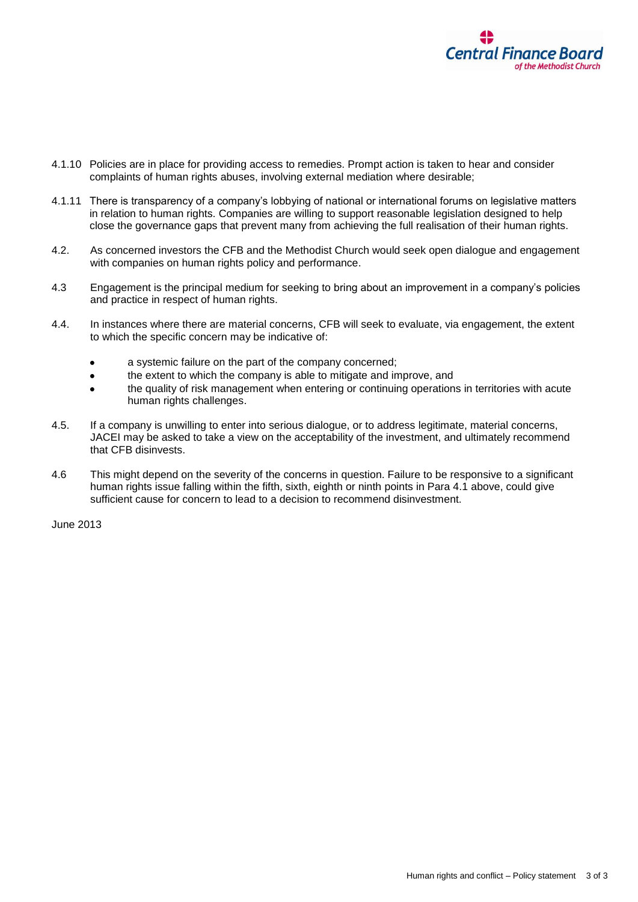4.1.10 Policies are in place for providing access to remedies. Prompt action is taken to hear and consider complaints of human rights abuses, involving external mediation where desirable;

4.1.11 There is transparency of a company's lobbying of national or international forums on legislative matters in relation to human rights. Companies are willing to support reasonable legislation designed to help close the governance gaps that prevent many from achieving the full realisation of their human rights.

4.2. As concerned investors the CFB and the Methodist Church would seek open dialogue and engagement with companies on human rights policy and performance.

4.3 Engagement is the principal medium for seeking to bring about an improvement in a company's policies and practice in respect of human rights.

4.4. In instances where there are material concerns, CFB will seek to evaluate, via engagement, the extent to which the specific concern may be indicative of:

- a systemic failure on the part of the company concerned;
- the extent to which the company is able to mitigate and improve, and
- the quality of risk management when entering or continuing operations in territories with acute human rights challenges.

4.5. If a company is unwilling to enter into serious dialogue, or to address legitimate, material concerns, JACEI may be asked to take a view on the acceptability of the investment, and ultimately recommend that CFB disinvests.

4.6 This might depend on the severity of the concerns in question. Failure to be responsive to a significant human rights issue falling within the fifth, sixth, eighth or ninth points in Para 4.1 above, could give sufficient cause for concern to lead to a decision to recommend disinvestment.

June 2013